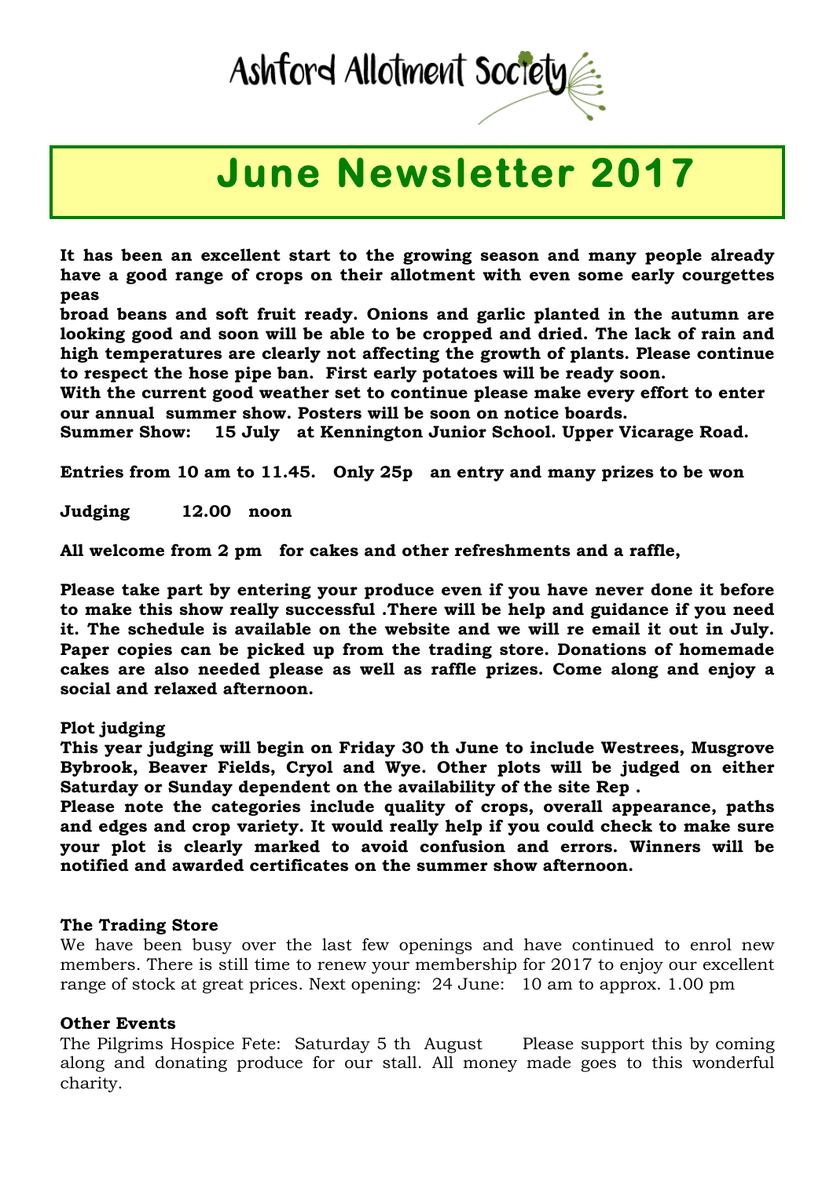# Ashford Allotment Society

## June Newsletter 2017

**It has been an excellent start to the growing season and many people already have a good range of crops on their allotment with even some early courgettes peas broad beans and soft fruit ready. Onions and garlic planted in the autumn are looking good and soon will be able to be cropped and dried. The lack of rain and high temperatures are clearly not affecting the growth of plants. Please continue to respect the hose pipe ban. First early potatoes will be ready soon.**

**With the current good weather set to continue please make every effort to enter our annual summer show. Posters will be soon on notice boards.**

**Summer Show: 15 July at Kennington Junior School. Upper Vicarage Road.**

**Entries from 10 am to 11.45. Only 25p an entry and many prizes to be won**

**Judging 12.00 noon**

**All welcome from 2 pm for cakes and other refreshments and a raffle,**

**Please take part by entering your produce even if you have never done it before to make this show really successful .There will be help and guidance if you need it. The schedule is available on the website and we will re email it out in July. Paper copies can be picked up from the trading store. Donations of homemade cakes are also needed please as well as raffle prizes. Come along and enjoy a social and relaxed afternoon.**

**Plot judging**

**This year judging will begin on Friday 30 th June to include Westrees, Musgrove Bybrook, Beaver Fields, Cryol and Wye. Other plots will be judged on either Saturday or Sunday dependent on the availability of the site Rep .**

**Please note the categories include quality of crops, overall appearance, paths and edges and crop variety. It would really help if you could check to make sure your plot is clearly marked to avoid confusion and errors. Winners will be notified and awarded certificates on the summer show afternoon.**

**The Trading Store**

We have been busy over the last few openings and have continued to enrol new members. There is still time to renew your membership for 2017 to enjoy our excellent range of stock at great prices. Next opening: 24 June: 10 am to approx. 1.00 pm

**Other Events**

The Pilgrims Hospice Fete: Saturday 5 th August Please support this by coming along and donating produce for our stall. All money made goes to this wonderful charity.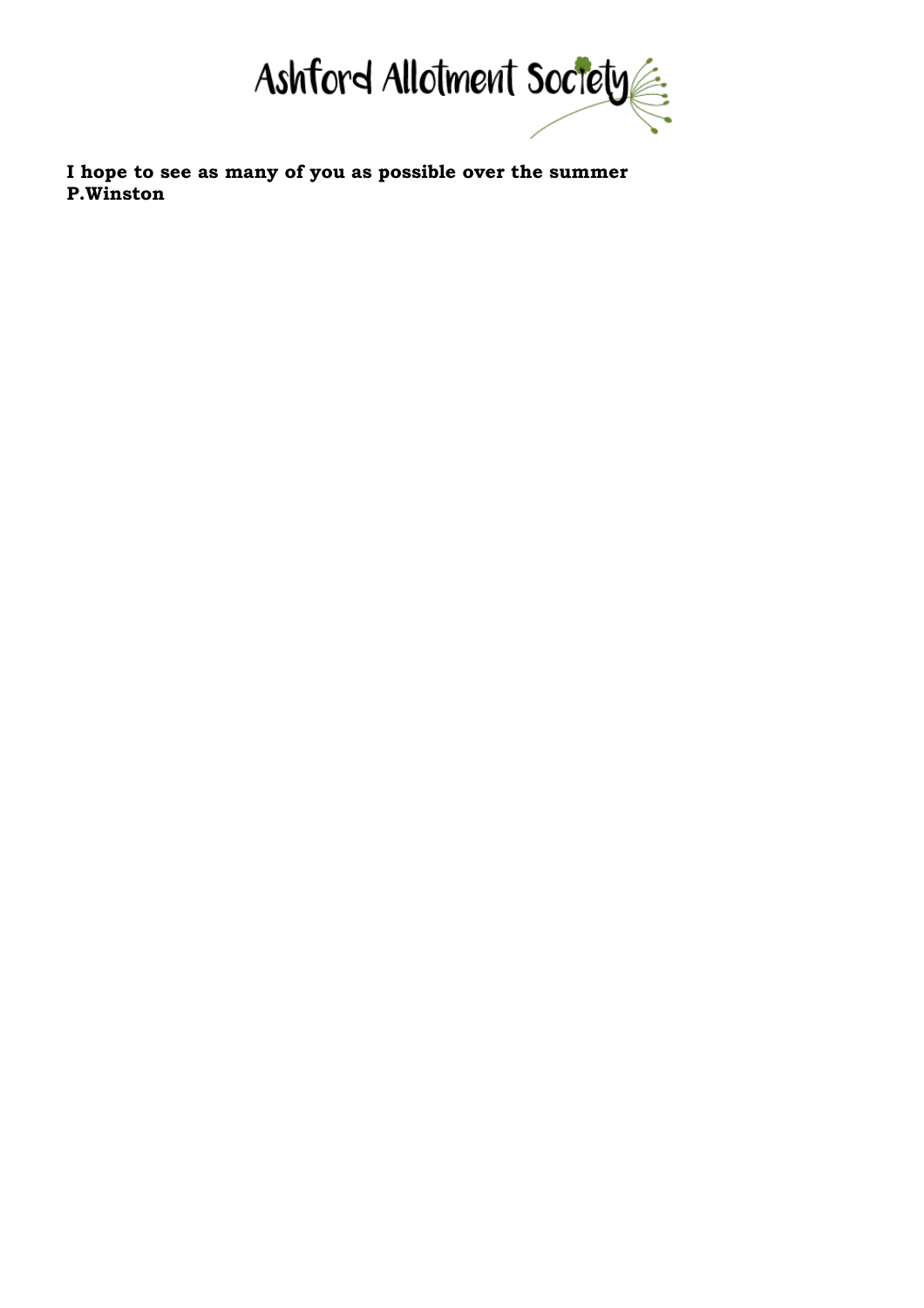**I hope to see as many of you as possible over the summer**
**P.Winston**